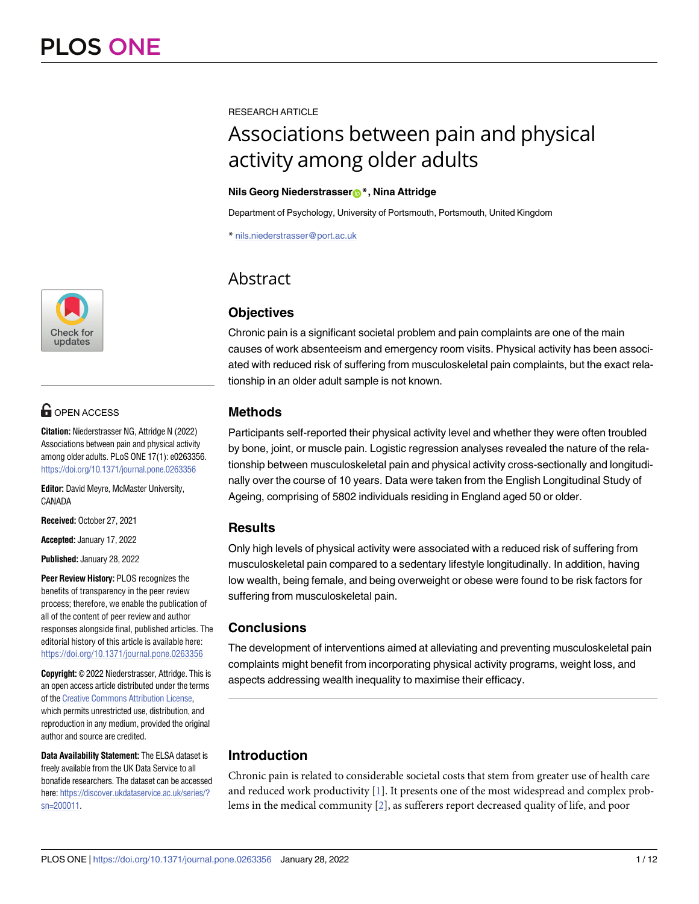RESEARCH ARTICLE

# Associations between pain and physical activity among older adults

**Nils Georg Niederstrasser*, Nina Attridge**

Department of Psychology, University of Portsmouth, Portsmouth, United Kingdom

* nils.niederstrasser@port.ac.uk

OPEN ACCESS

**Citation:** Niederstrasser NG, Attridge N (2022) Associations between pain and physical activity among older adults. PLoS ONE 17(1): e0263356. https://doi.org/10.1371/journal.pone.0263356

**Editor:** David Meyre, McMaster University, CANADA

**Received:** October 27, 2021

**Accepted:** January 17, 2022

**Published:** January 28, 2022

**Peer Review History:** PLOS recognizes the benefits of transparency in the peer review process; therefore, we enable the publication of all of the content of peer review and author responses alongside final, published articles. The editorial history of this article is available here: https://doi.org/10.1371/journal.pone.0263356

**Copyright:** © 2022 Niederstrasser, Attridge. This is an open access article distributed under the terms of the Creative Commons Attribution License, which permits unrestricted use, distribution, and reproduction in any medium, provided the original author and source are credited.

**Data Availability Statement:** The ELSA dataset is freely available from the UK Data Service to all bonafide researchers. The dataset can be accessed here: https://discover.ukdataservice.ac.uk/series/?sn=200011.

## Abstract

### Objectives

Chronic pain is a significant societal problem and pain complaints are one of the main causes of work absenteeism and emergency room visits. Physical activity has been associated with reduced risk of suffering from musculoskeletal pain complaints, but the exact relationship in an older adult sample is not known.

### Methods

Participants self-reported their physical activity level and whether they were often troubled by bone, joint, or muscle pain. Logistic regression analyses revealed the nature of the relationship between musculoskeletal pain and physical activity cross-sectionally and longitudinally over the course of 10 years. Data were taken from the English Longitudinal Study of Ageing, comprising of 5802 individuals residing in England aged 50 or older.

### Results

Only high levels of physical activity were associated with a reduced risk of suffering from musculoskeletal pain compared to a sedentary lifestyle longitudinally. In addition, having low wealth, being female, and being overweight or obese were found to be risk factors for suffering from musculoskeletal pain.

### Conclusions

The development of interventions aimed at alleviating and preventing musculoskeletal pain complaints might benefit from incorporating physical activity programs, weight loss, and aspects addressing wealth inequality to maximise their efficacy.

## Introduction

Chronic pain is related to considerable societal costs that stem from greater use of health care and reduced work productivity [1]. It presents one of the most widespread and complex problems in the medical community [2], as sufferers report decreased quality of life, and poor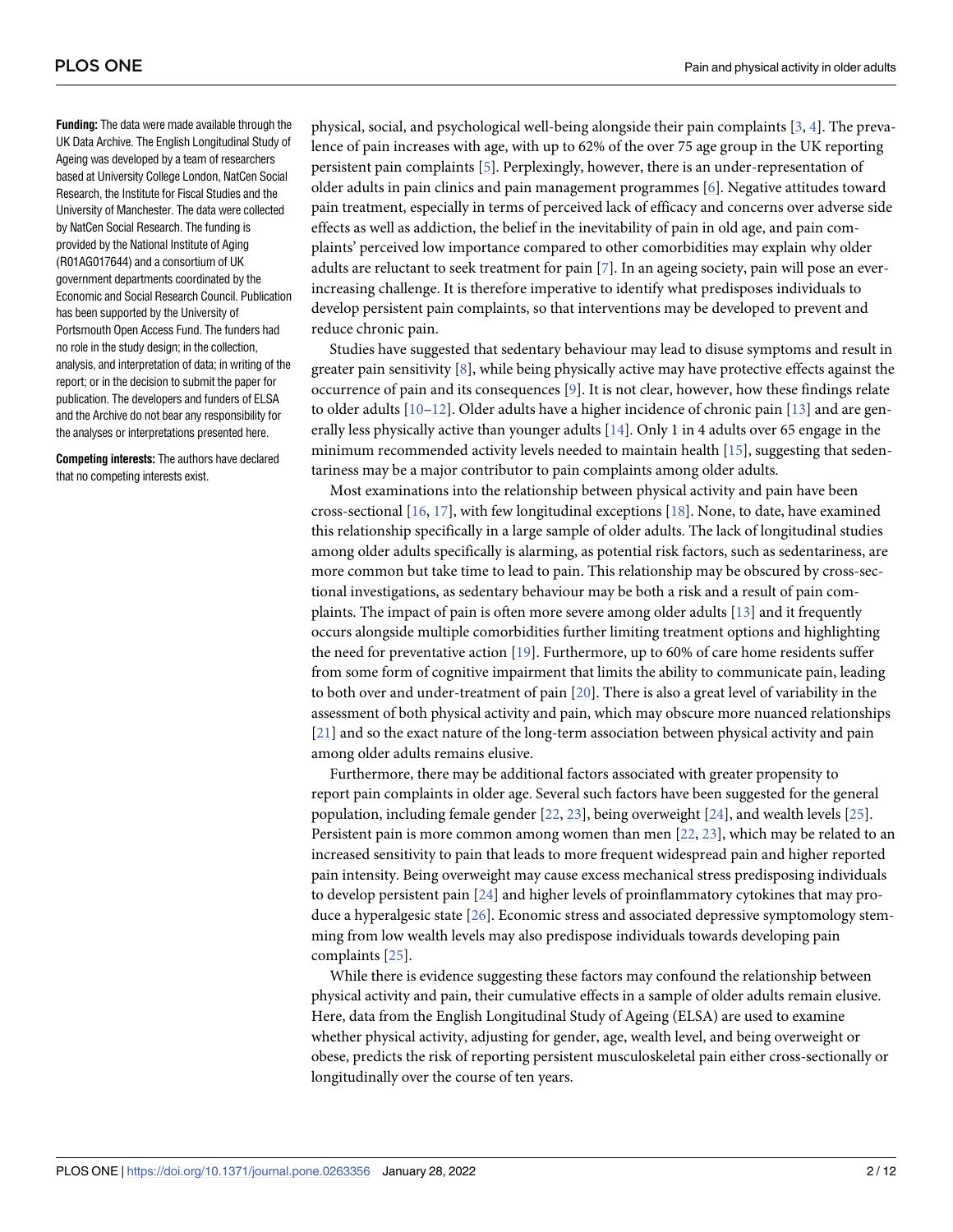**Funding:** The data were made available through the UK Data Archive. The English Longitudinal Study of Ageing was developed by a team of researchers based at University College London, NatCen Social Research, the Institute for Fiscal Studies and the University of Manchester. The data were collected by NatCen Social Research. The funding is provided by the National Institute of Aging (R01AG017644) and a consortium of UK government departments coordinated by the Economic and Social Research Council. Publication has been supported by the University of Portsmouth Open Access Fund. The funders had no role in the study design; in the collection, analysis, and interpretation of data; in writing of the report; or in the decision to submit the paper for publication. The developers and funders of ELSA and the Archive do not bear any responsibility for the analyses or interpretations presented here.

**Competing interests:** The authors have declared that no competing interests exist.

physical, social, and psychological well-being alongside their pain complaints [3, 4]. The prevalence of pain increases with age, with up to 62% of the over 75 age group in the UK reporting persistent pain complaints [5]. Perplexingly, however, there is an under-representation of older adults in pain clinics and pain management programmes [6]. Negative attitudes toward pain treatment, especially in terms of perceived lack of efficacy and concerns over adverse side effects as well as addiction, the belief in the inevitability of pain in old age, and pain complaints' perceived low importance compared to other comorbidities may explain why older adults are reluctant to seek treatment for pain [7]. In an ageing society, pain will pose an ever-increasing challenge. It is therefore imperative to identify what predisposes individuals to develop persistent pain complaints, so that interventions may be developed to prevent and reduce chronic pain.

Studies have suggested that sedentary behaviour may lead to disuse symptoms and result in greater pain sensitivity [8], while being physically active may have protective effects against the occurrence of pain and its consequences [9]. It is not clear, however, how these findings relate to older adults [10–12]. Older adults have a higher incidence of chronic pain [13] and are generally less physically active than younger adults [14]. Only 1 in 4 adults over 65 engage in the minimum recommended activity levels needed to maintain health [15], suggesting that sedentariness may be a major contributor to pain complaints among older adults.

Most examinations into the relationship between physical activity and pain have been cross-sectional [16, 17], with few longitudinal exceptions [18]. None, to date, have examined this relationship specifically in a large sample of older adults. The lack of longitudinal studies among older adults specifically is alarming, as potential risk factors, such as sedentariness, are more common but take time to lead to pain. This relationship may be obscured by cross-sectional investigations, as sedentary behaviour may be both a risk and a result of pain complaints. The impact of pain is often more severe among older adults [13] and it frequently occurs alongside multiple comorbidities further limiting treatment options and highlighting the need for preventative action [19]. Furthermore, up to 60% of care home residents suffer from some form of cognitive impairment that limits the ability to communicate pain, leading to both over and under-treatment of pain [20]. There is also a great level of variability in the assessment of both physical activity and pain, which may obscure more nuanced relationships [21] and so the exact nature of the long-term association between physical activity and pain among older adults remains elusive.

Furthermore, there may be additional factors associated with greater propensity to report pain complaints in older age. Several such factors have been suggested for the general population, including female gender [22, 23], being overweight [24], and wealth levels [25]. Persistent pain is more common among women than men [22, 23], which may be related to an increased sensitivity to pain that leads to more frequent widespread pain and higher reported pain intensity. Being overweight may cause excess mechanical stress predisposing individuals to develop persistent pain [24] and higher levels of proinflammatory cytokines that may produce a hyperalgesic state [26]. Economic stress and associated depressive symptomology stemming from low wealth levels may also predispose individuals towards developing pain complaints [25].

While there is evidence suggesting these factors may confound the relationship between physical activity and pain, their cumulative effects in a sample of older adults remain elusive. Here, data from the English Longitudinal Study of Ageing (ELSA) are used to examine whether physical activity, adjusting for gender, age, wealth level, and being overweight or obese, predicts the risk of reporting persistent musculoskeletal pain either cross-sectionally or longitudinally over the course of ten years.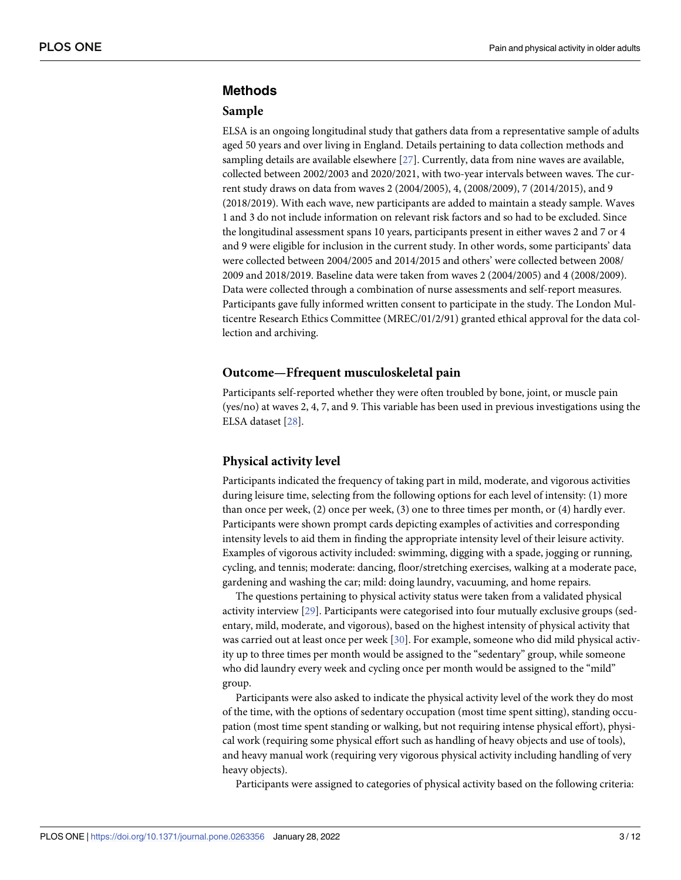## Methods

### Sample

ELSA is an ongoing longitudinal study that gathers data from a representative sample of adults aged 50 years and over living in England. Details pertaining to data collection methods and sampling details are available elsewhere [27]. Currently, data from nine waves are available, collected between 2002/2003 and 2020/2021, with two-year intervals between waves. The current study draws on data from waves 2 (2004/2005), 4, (2008/2009), 7 (2014/2015), and 9 (2018/2019). With each wave, new participants are added to maintain a steady sample. Waves 1 and 3 do not include information on relevant risk factors and so had to be excluded. Since the longitudinal assessment spans 10 years, participants present in either waves 2 and 7 or 4 and 9 were eligible for inclusion in the current study. In other words, some participants' data were collected between 2004/2005 and 2014/2015 and others' were collected between 2008/2009 and 2018/2019. Baseline data were taken from waves 2 (2004/2005) and 4 (2008/2009). Data were collected through a combination of nurse assessments and self-report measures. Participants gave fully informed written consent to participate in the study. The London Multicentre Research Ethics Committee (MREC/01/2/91) granted ethical approval for the data collection and archiving.

### Outcome—Ffrequent musculoskeletal pain

Participants self-reported whether they were often troubled by bone, joint, or muscle pain (yes/no) at waves 2, 4, 7, and 9. This variable has been used in previous investigations using the ELSA dataset [28].

### Physical activity level

Participants indicated the frequency of taking part in mild, moderate, and vigorous activities during leisure time, selecting from the following options for each level of intensity: (1) more than once per week, (2) once per week, (3) one to three times per month, or (4) hardly ever. Participants were shown prompt cards depicting examples of activities and corresponding intensity levels to aid them in finding the appropriate intensity level of their leisure activity. Examples of vigorous activity included: swimming, digging with a spade, jogging or running, cycling, and tennis; moderate: dancing, floor/stretching exercises, walking at a moderate pace, gardening and washing the car; mild: doing laundry, vacuuming, and home repairs.

The questions pertaining to physical activity status were taken from a validated physical activity interview [29]. Participants were categorised into four mutually exclusive groups (sedentary, mild, moderate, and vigorous), based on the highest intensity of physical activity that was carried out at least once per week [30]. For example, someone who did mild physical activity up to three times per month would be assigned to the "sedentary" group, while someone who did laundry every week and cycling once per month would be assigned to the "mild" group.

Participants were also asked to indicate the physical activity level of the work they do most of the time, with the options of sedentary occupation (most time spent sitting), standing occupation (most time spent standing or walking, but not requiring intense physical effort), physical work (requiring some physical effort such as handling of heavy objects and use of tools), and heavy manual work (requiring very vigorous physical activity including handling of very heavy objects).

Participants were assigned to categories of physical activity based on the following criteria: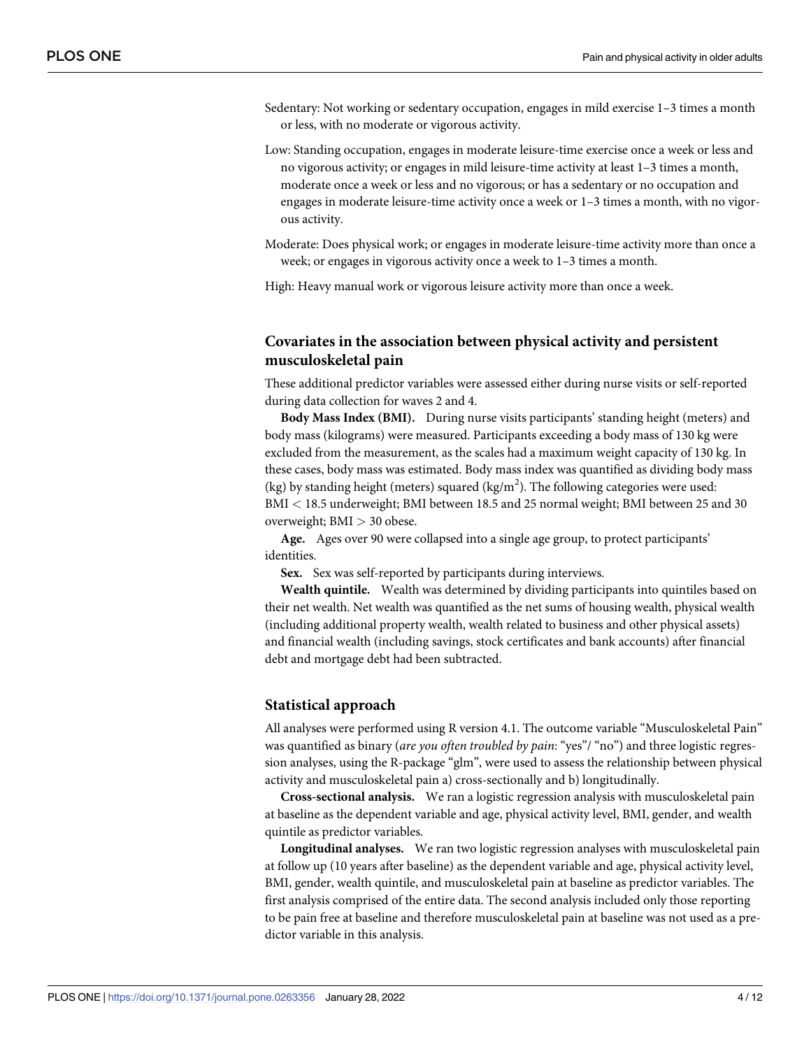Sedentary: Not working or sedentary occupation, engages in mild exercise 1–3 times a month or less, with no moderate or vigorous activity.

Low: Standing occupation, engages in moderate leisure-time exercise once a week or less and no vigorous activity; or engages in mild leisure-time activity at least 1–3 times a month, moderate once a week or less and no vigorous; or has a sedentary or no occupation and engages in moderate leisure-time activity once a week or 1–3 times a month, with no vigorous activity.

Moderate: Does physical work; or engages in moderate leisure-time activity more than once a week; or engages in vigorous activity once a week to 1–3 times a month.

High: Heavy manual work or vigorous leisure activity more than once a week.

## Covariates in the association between physical activity and persistent musculoskeletal pain

These additional predictor variables were assessed either during nurse visits or self-reported during data collection for waves 2 and 4.

**Body Mass Index (BMI).** During nurse visits participants' standing height (meters) and body mass (kilograms) were measured. Participants exceeding a body mass of 130 kg were excluded from the measurement, as the scales had a maximum weight capacity of 130 kg. In these cases, body mass was estimated. Body mass index was quantified as dividing body mass (kg) by standing height (meters) squared ($kg/m^2$). The following categories were used: BMI $<$ 18.5 underweight; BMI between 18.5 and 25 normal weight; BMI between 25 and 30 overweight; BMI $>$ 30 obese.

**Age.** Ages over 90 were collapsed into a single age group, to protect participants' identities.

**Sex.** Sex was self-reported by participants during interviews.

**Wealth quintile.** Wealth was determined by dividing participants into quintiles based on their net wealth. Net wealth was quantified as the net sums of housing wealth, physical wealth (including additional property wealth, wealth related to business and other physical assets) and financial wealth (including savings, stock certificates and bank accounts) after financial debt and mortgage debt had been subtracted.

## Statistical approach

All analyses were performed using R version 4.1. The outcome variable "Musculoskeletal Pain" was quantified as binary (*are you often troubled by pain*: "yes"/ "no") and three logistic regression analyses, using the R-package "glm", were used to assess the relationship between physical activity and musculoskeletal pain a) cross-sectionally and b) longitudinally.

**Cross-sectional analysis.** We ran a logistic regression analysis with musculoskeletal pain at baseline as the dependent variable and age, physical activity level, BMI, gender, and wealth quintile as predictor variables.

**Longitudinal analyses.** We ran two logistic regression analyses with musculoskeletal pain at follow up (10 years after baseline) as the dependent variable and age, physical activity level, BMI, gender, wealth quintile, and musculoskeletal pain at baseline as predictor variables. The first analysis comprised of the entire data. The second analysis included only those reporting to be pain free at baseline and therefore musculoskeletal pain at baseline was not used as a predictor variable in this analysis.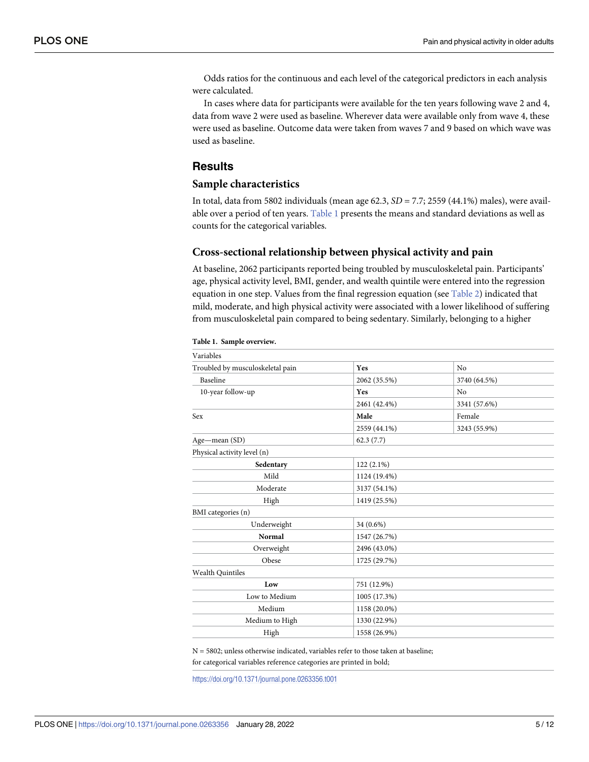Odds ratios for the continuous and each level of the categorical predictors in each analysis were calculated.

In cases where data for participants were available for the ten years following wave 2 and 4, data from wave 2 were used as baseline. Wherever data were available only from wave 4, these were used as baseline. Outcome data were taken from waves 7 and 9 based on which wave was used as baseline.

## Results

### Sample characteristics

In total, data from 5802 individuals (mean age 62.3, *SD* = 7.7; 2559 (44.1%) males), were available over a period of ten years. Table 1 presents the means and standard deviations as well as counts for the categorical variables.

### Cross-sectional relationship between physical activity and pain

At baseline, 2062 participants reported being troubled by musculoskeletal pain. Participants' age, physical activity level, BMI, gender, and wealth quintile were entered into the regression equation in one step. Values from the final regression equation (see Table 2) indicated that mild, moderate, and high physical activity were associated with a lower likelihood of suffering from musculoskeletal pain compared to being sedentary. Similarly, belonging to a higher

**Table 1. Sample overview.**

| Variables | | |
|---|---|---|
| Troubled by musculoskeletal pain | **Yes** | No |
| Baseline | 2062 (35.5%) | 3740 (64.5%) |
| 10-year follow-up | **Yes** | No |
| | 2461 (42.4%) | 3341 (57.6%) |
| Sex | **Male** | Female |
| | 2559 (44.1%) | 3243 (55.9%) |
| Age—mean (SD) | 62.3 (7.7) | |
| Physical activity level (n) | | |
| **Sedentary** | 122 (2.1%) | |
| Mild | 1124 (19.4%) | |
| Moderate | 3137 (54.1%) | |
| High | 1419 (25.5%) | |
| BMI categories (n) | | |
| Underweight | 34 (0.6%) | |
| **Normal** | 1547 (26.7%) | |
| Overweight | 2496 (43.0%) | |
| Obese | 1725 (29.7%) | |
| Wealth Quintiles | | |
| **Low** | 751 (12.9%) | |
| Low to Medium | 1005 (17.3%) | |
| Medium | 1158 (20.0%) | |
| Medium to High | 1330 (22.9%) | |
| High | 1558 (26.9%) | |

N = 5802; unless otherwise indicated, variables refer to those taken at baseline;
for categorical variables reference categories are printed in bold;

https://doi.org/10.1371/journal.pone.0263356.t001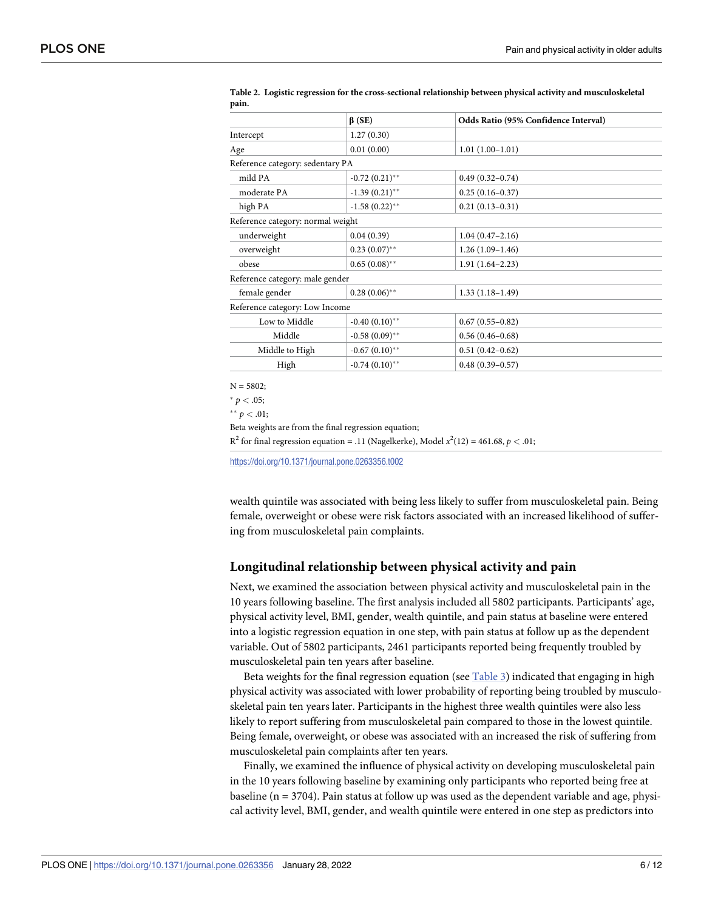**Table 2. Logistic regression for the cross-sectional relationship between physical activity and musculoskeletal pain.**

| | β (SE) | Odds Ratio (95% Confidence Interval) |
|---|---|---|
| Intercept | 1.27 (0.30) | |
| Age | 0.01 (0.00) | 1.01 (1.00–1.01) |
| Reference category: sedentary PA | | |
| mild PA | -0.72 (0.21)** | 0.49 (0.32–0.74) |
| moderate PA | -1.39 (0.21)** | 0.25 (0.16–0.37) |
| high PA | -1.58 (0.22)** | 0.21 (0.13–0.31) |
| Reference category: normal weight | | |
| underweight | 0.04 (0.39) | 1.04 (0.47–2.16) |
| overweight | 0.23 (0.07)** | 1.26 (1.09–1.46) |
| obese | 0.65 (0.08)** | 1.91 (1.64–2.23) |
| Reference category: male gender | | |
| female gender | 0.28 (0.06)** | 1.33 (1.18–1.49) |
| Reference category: Low Income | | |
| Low to Middle | -0.40 (0.10)** | 0.67 (0.55–0.82) |
| Middle | -0.58 (0.09)** | 0.56 (0.46–0.68) |
| Middle to High | -0.67 (0.10)** | 0.51 (0.42–0.62) |
| High | -0.74 (0.10)** | 0.48 (0.39–0.57) |

N = 5802;

* $p < .05$;

** $p < .01$;

Beta weights are from the final regression equation;

$R^2$ for final regression equation = .11 (Nagelkerke), Model $x^2(12) = 461.68$, $p < .01$;

https://doi.org/10.1371/journal.pone.0263356.t002

wealth quintile was associated with being less likely to suffer from musculoskeletal pain. Being female, overweight or obese were risk factors associated with an increased likelihood of suffering from musculoskeletal pain complaints.

## Longitudinal relationship between physical activity and pain

Next, we examined the association between physical activity and musculoskeletal pain in the 10 years following baseline. The first analysis included all 5802 participants. Participants' age, physical activity level, BMI, gender, wealth quintile, and pain status at baseline were entered into a logistic regression equation in one step, with pain status at follow up as the dependent variable. Out of 5802 participants, 2461 participants reported being frequently troubled by musculoskeletal pain ten years after baseline.

Beta weights for the final regression equation (see Table 3) indicated that engaging in high physical activity was associated with lower probability of reporting being troubled by musculoskeletal pain ten years later. Participants in the highest three wealth quintiles were also less likely to report suffering from musculoskeletal pain compared to those in the lowest quintile. Being female, overweight, or obese was associated with an increased the risk of suffering from musculoskeletal pain complaints after ten years.

Finally, we examined the influence of physical activity on developing musculoskeletal pain in the 10 years following baseline by examining only participants who reported being free at baseline (n = 3704). Pain status at follow up was used as the dependent variable and age, physical activity level, BMI, gender, and wealth quintile were entered in one step as predictors into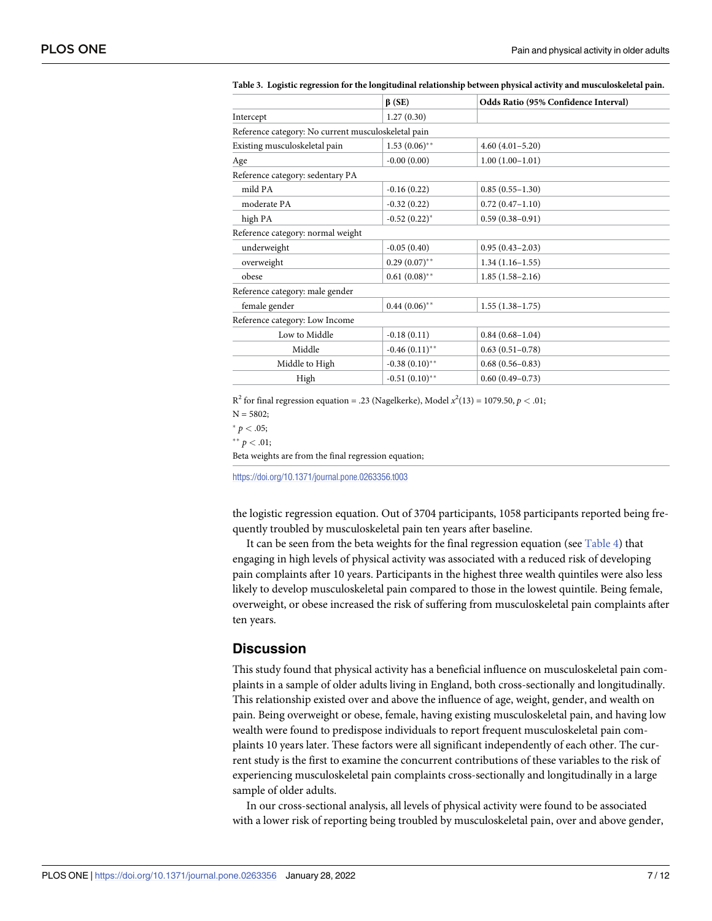**Table 3. Logistic regression for the longitudinal relationship between physical activity and musculoskeletal pain.**

| | β (SE) | Odds Ratio (95% Confidence Interval) |
|---|---|---|
| Intercept | 1.27 (0.30) | |
| Reference category: No current musculoskeletal pain | | |
| Existing musculoskeletal pain | 1.53 (0.06)** | 4.60 (4.01–5.20) |
| Age | -0.00 (0.00) | 1.00 (1.00–1.01) |
| Reference category: sedentary PA | | |
| mild PA | -0.16 (0.22) | 0.85 (0.55–1.30) |
| moderate PA | -0.32 (0.22) | 0.72 (0.47–1.10) |
| high PA | -0.52 (0.22)* | 0.59 (0.38–0.91) |
| Reference category: normal weight | | |
| underweight | -0.05 (0.40) | 0.95 (0.43–2.03) |
| overweight | 0.29 (0.07)** | 1.34 (1.16–1.55) |
| obese | 0.61 (0.08)** | 1.85 (1.58–2.16) |
| Reference category: male gender | | |
| female gender | 0.44 (0.06)** | 1.55 (1.38–1.75) |
| Reference category: Low Income | | |
| Low to Middle | -0.18 (0.11) | 0.84 (0.68–1.04) |
| Middle | -0.46 (0.11)** | 0.63 (0.51–0.78) |
| Middle to High | -0.38 (0.10)** | 0.68 (0.56–0.83) |
| High | -0.51 (0.10)** | 0.60 (0.49–0.73) |

$R^2$ for final regression equation = .23 (Nagelkerke), Model $x^2(13) = 1079.50$, $p < .01$;

N = 5802;

\* $p < .05$;

\*\* $p < .01$;

Beta weights are from the final regression equation;

https://doi.org/10.1371/journal.pone.0263356.t003

the logistic regression equation. Out of 3704 participants, 1058 participants reported being frequently troubled by musculoskeletal pain ten years after baseline.

It can be seen from the beta weights for the final regression equation (see Table 4) that engaging in high levels of physical activity was associated with a reduced risk of developing pain complaints after 10 years. Participants in the highest three wealth quintiles were also less likely to develop musculoskeletal pain compared to those in the lowest quintile. Being female, overweight, or obese increased the risk of suffering from musculoskeletal pain complaints after ten years.

## Discussion

This study found that physical activity has a beneficial influence on musculoskeletal pain complaints in a sample of older adults living in England, both cross-sectionally and longitudinally. This relationship existed over and above the influence of age, weight, gender, and wealth on pain. Being overweight or obese, female, having existing musculoskeletal pain, and having low wealth were found to predispose individuals to report frequent musculoskeletal pain complaints 10 years later. These factors were all significant independently of each other. The current study is the first to examine the concurrent contributions of these variables to the risk of experiencing musculoskeletal pain complaints cross-sectionally and longitudinally in a large sample of older adults.

In our cross-sectional analysis, all levels of physical activity were found to be associated with a lower risk of reporting being troubled by musculoskeletal pain, over and above gender,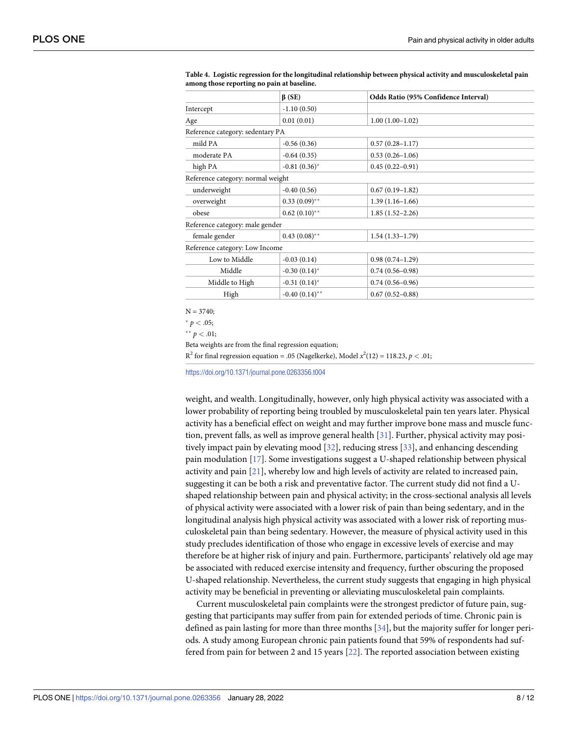**Table 4. Logistic regression for the longitudinal relationship between physical activity and musculoskeletal pain among those reporting no pain at baseline.**

| | β (SE) | Odds Ratio (95% Confidence Interval) |
|---|---|---|
| Intercept | -1.10 (0.50) | |
| Age | 0.01 (0.01) | 1.00 (1.00–1.02) |
| Reference category: sedentary PA | | |
| mild PA | -0.56 (0.36) | 0.57 (0.28–1.17) |
| moderate PA | -0.64 (0.35) | 0.53 (0.26–1.06) |
| high PA | -0.81 (0.36)* | 0.45 (0.22–0.91) |
| Reference category: normal weight | | |
| underweight | -0.40 (0.56) | 0.67 (0.19–1.82) |
| overweight | 0.33 (0.09)** | 1.39 (1.16–1.66) |
| obese | 0.62 (0.10)** | 1.85 (1.52–2.26) |
| Reference category: male gender | | |
| female gender | 0.43 (0.08)** | 1.54 (1.33–1.79) |
| Reference category: Low Income | | |
| Low to Middle | -0.03 (0.14) | 0.98 (0.74–1.29) |
| Middle | -0.30 (0.14)* | 0.74 (0.56–0.98) |
| Middle to High | -0.31 (0.14)* | 0.74 (0.56–0.96) |
| High | -0.40 (0.14)** | 0.67 (0.52–0.88) |

N = 3740;

* $p < .05$;

** $p < .01$;

Beta weights are from the final regression equation;

$R^2$ for final regression equation = .05 (Nagelkerke), Model $x^2(12) = 118.23$, $p < .01$;

https://doi.org/10.1371/journal.pone.0263356.t004

weight, and wealth. Longitudinally, however, only high physical activity was associated with a lower probability of reporting being troubled by musculoskeletal pain ten years later. Physical activity has a beneficial effect on weight and may further improve bone mass and muscle function, prevent falls, as well as improve general health [31]. Further, physical activity may positively impact pain by elevating mood [32], reducing stress [33], and enhancing descending pain modulation [17]. Some investigations suggest a U-shaped relationship between physical activity and pain [21], whereby low and high levels of activity are related to increased pain, suggesting it can be both a risk and preventative factor. The current study did not find a U-shaped relationship between pain and physical activity; in the cross-sectional analysis all levels of physical activity were associated with a lower risk of pain than being sedentary, and in the longitudinal analysis high physical activity was associated with a lower risk of reporting musculoskeletal pain than being sedentary. However, the measure of physical activity used in this study precludes identification of those who engage in excessive levels of exercise and may therefore be at higher risk of injury and pain. Furthermore, participants' relatively old age may be associated with reduced exercise intensity and frequency, further obscuring the proposed U-shaped relationship. Nevertheless, the current study suggests that engaging in high physical activity may be beneficial in preventing or alleviating musculoskeletal pain complaints.

Current musculoskeletal pain complaints were the strongest predictor of future pain, suggesting that participants may suffer from pain for extended periods of time. Chronic pain is defined as pain lasting for more than three months [34], but the majority suffer for longer periods. A study among European chronic pain patients found that 59% of respondents had suffered from pain for between 2 and 15 years [22]. The reported association between existing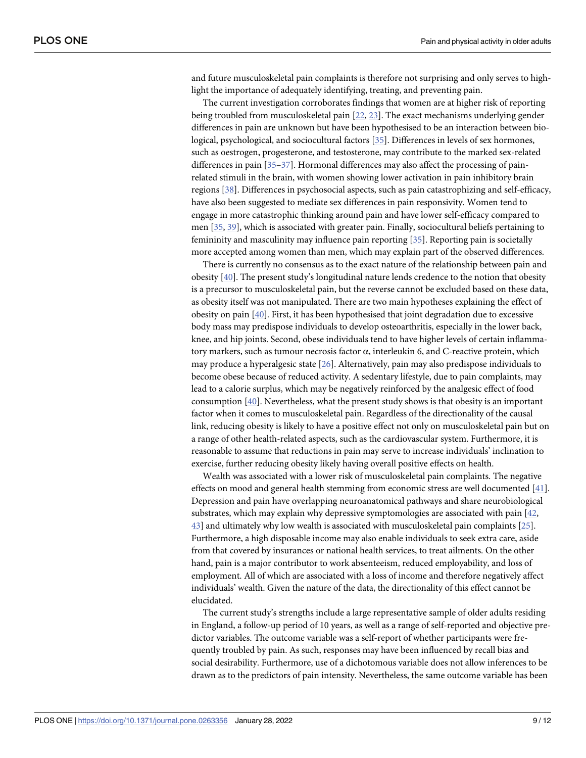and future musculoskeletal pain complaints is therefore not surprising and only serves to highlight the importance of adequately identifying, treating, and preventing pain.

The current investigation corroborates findings that women are at higher risk of reporting being troubled from musculoskeletal pain [22, 23]. The exact mechanisms underlying gender differences in pain are unknown but have been hypothesised to be an interaction between biological, psychological, and sociocultural factors [35]. Differences in levels of sex hormones, such as oestrogen, progesterone, and testosterone, may contribute to the marked sex-related differences in pain [35–37]. Hormonal differences may also affect the processing of pain-related stimuli in the brain, with women showing lower activation in pain inhibitory brain regions [38]. Differences in psychosocial aspects, such as pain catastrophizing and self-efficacy, have also been suggested to mediate sex differences in pain responsivity. Women tend to engage in more catastrophic thinking around pain and have lower self-efficacy compared to men [35, 39], which is associated with greater pain. Finally, sociocultural beliefs pertaining to femininity and masculinity may influence pain reporting [35]. Reporting pain is societally more accepted among women than men, which may explain part of the observed differences.

There is currently no consensus as to the exact nature of the relationship between pain and obesity [40]. The present study's longitudinal nature lends credence to the notion that obesity is a precursor to musculoskeletal pain, but the reverse cannot be excluded based on these data, as obesity itself was not manipulated. There are two main hypotheses explaining the effect of obesity on pain [40]. First, it has been hypothesised that joint degradation due to excessive body mass may predispose individuals to develop osteoarthritis, especially in the lower back, knee, and hip joints. Second, obese individuals tend to have higher levels of certain inflammatory markers, such as tumour necrosis factor α, interleukin 6, and C-reactive protein, which may produce a hyperalgesic state [26]. Alternatively, pain may also predispose individuals to become obese because of reduced activity. A sedentary lifestyle, due to pain complaints, may lead to a calorie surplus, which may be negatively reinforced by the analgesic effect of food consumption [40]. Nevertheless, what the present study shows is that obesity is an important factor when it comes to musculoskeletal pain. Regardless of the directionality of the causal link, reducing obesity is likely to have a positive effect not only on musculoskeletal pain but on a range of other health-related aspects, such as the cardiovascular system. Furthermore, it is reasonable to assume that reductions in pain may serve to increase individuals' inclination to exercise, further reducing obesity likely having overall positive effects on health.

Wealth was associated with a lower risk of musculoskeletal pain complaints. The negative effects on mood and general health stemming from economic stress are well documented [41]. Depression and pain have overlapping neuroanatomical pathways and share neurobiological substrates, which may explain why depressive symptomologies are associated with pain [42, 43] and ultimately why low wealth is associated with musculoskeletal pain complaints [25]. Furthermore, a high disposable income may also enable individuals to seek extra care, aside from that covered by insurances or national health services, to treat ailments. On the other hand, pain is a major contributor to work absenteeism, reduced employability, and loss of employment. All of which are associated with a loss of income and therefore negatively affect individuals' wealth. Given the nature of the data, the directionality of this effect cannot be elucidated.

The current study's strengths include a large representative sample of older adults residing in England, a follow-up period of 10 years, as well as a range of self-reported and objective predictor variables. The outcome variable was a self-report of whether participants were frequently troubled by pain. As such, responses may have been influenced by recall bias and social desirability. Furthermore, use of a dichotomous variable does not allow inferences to be drawn as to the predictors of pain intensity. Nevertheless, the same outcome variable has been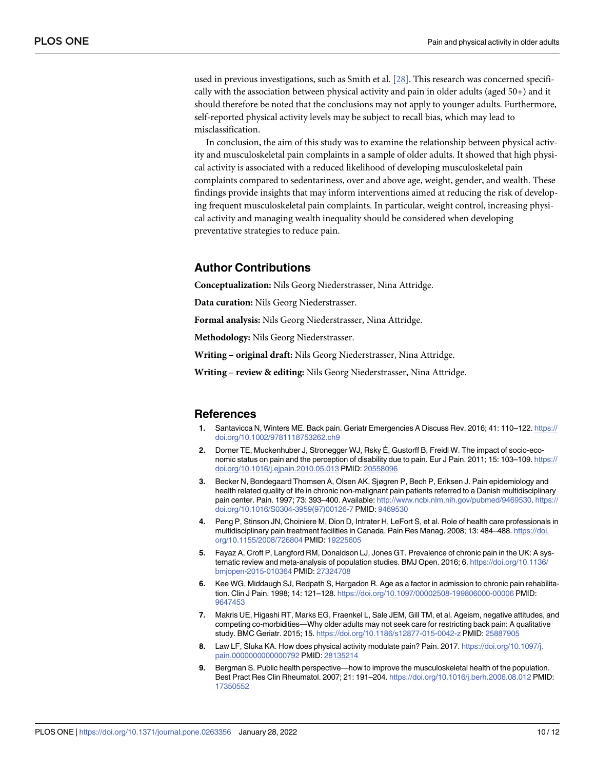used in previous investigations, such as Smith et al. [28]. This research was concerned specifically with the association between physical activity and pain in older adults (aged 50+) and it should therefore be noted that the conclusions may not apply to younger adults. Furthermore, self-reported physical activity levels may be subject to recall bias, which may lead to misclassification.

In conclusion, the aim of this study was to examine the relationship between physical activity and musculoskeletal pain complaints in a sample of older adults. It showed that high physical activity is associated with a reduced likelihood of developing musculoskeletal pain complaints compared to sedentariness, over and above age, weight, gender, and wealth. These findings provide insights that may inform interventions aimed at reducing the risk of developing frequent musculoskeletal pain complaints. In particular, weight control, increasing physical activity and managing wealth inequality should be considered when developing preventative strategies to reduce pain.

## Author Contributions

**Conceptualization:** Nils Georg Niederstrasser, Nina Attridge.

**Data curation:** Nils Georg Niederstrasser.

**Formal analysis:** Nils Georg Niederstrasser, Nina Attridge.

**Methodology:** Nils Georg Niederstrasser.

**Writing – original draft:** Nils Georg Niederstrasser, Nina Attridge.

**Writing – review & editing:** Nils Georg Niederstrasser, Nina Attridge.

## References

1. Santavicca N, Winters ME. Back pain. Geriatr Emergencies A Discuss Rev. 2016; 41: 110–122. https://doi.org/10.1002/9781118753262.ch9
2. Dorner TE, Muckenhuber J, Stronegger WJ, Rsky É, Gustorff B, Freidl W. The impact of socio-economic status on pain and the perception of disability due to pain. Eur J Pain. 2011; 15: 103–109. https://doi.org/10.1016/j.ejpain.2010.05.013 PMID: 20558096
3. Becker N, Bondegaard Thomsen A, Olsen AK, Sjøgren P, Bech P, Eriksen J. Pain epidemiology and health related quality of life in chronic non-malignant pain patients referred to a Danish multidisciplinary pain center. Pain. 1997; 73: 393–400. Available: http://www.ncbi.nlm.nih.gov/pubmed/9469530. https://doi.org/10.1016/S0304-3959(97)00126-7 PMID: 9469530
4. Peng P, Stinson JN, Choiniere M, Dion D, Intrater H, LeFort S, et al. Role of health care professionals in multidisciplinary pain treatment facilities in Canada. Pain Res Manag. 2008; 13: 484–488. https://doi.org/10.1155/2008/726804 PMID: 19225605
5. Fayaz A, Croft P, Langford RM, Donaldson LJ, Jones GT. Prevalence of chronic pain in the UK: A systematic review and meta-analysis of population studies. BMJ Open. 2016; 6. https://doi.org/10.1136/bmjopen-2015-010364 PMID: 27324708
6. Kee WG, Middaugh SJ, Redpath S, Hargadon R. Age as a factor in admission to chronic pain rehabilitation. Clin J Pain. 1998; 14: 121–128. https://doi.org/10.1097/00002508-199806000-00006 PMID: 9647453
7. Makris UE, Higashi RT, Marks EG, Fraenkel L, Sale JEM, Gill TM, et al. Ageism, negative attitudes, and competing co-morbidities—Why older adults may not seek care for restricting back pain: A qualitative study. BMC Geriatr. 2015; 15. https://doi.org/10.1186/s12877-015-0042-z PMID: 25887905
8. Law LF, Sluka KA. How does physical activity modulate pain? Pain. 2017. https://doi.org/10.1097/j.pain.0000000000000792 PMID: 28135214
9. Bergman S. Public health perspective—how to improve the musculoskeletal health of the population. Best Pract Res Clin Rheumatol. 2007; 21: 191–204. https://doi.org/10.1016/j.berh.2006.08.012 PMID: 17350552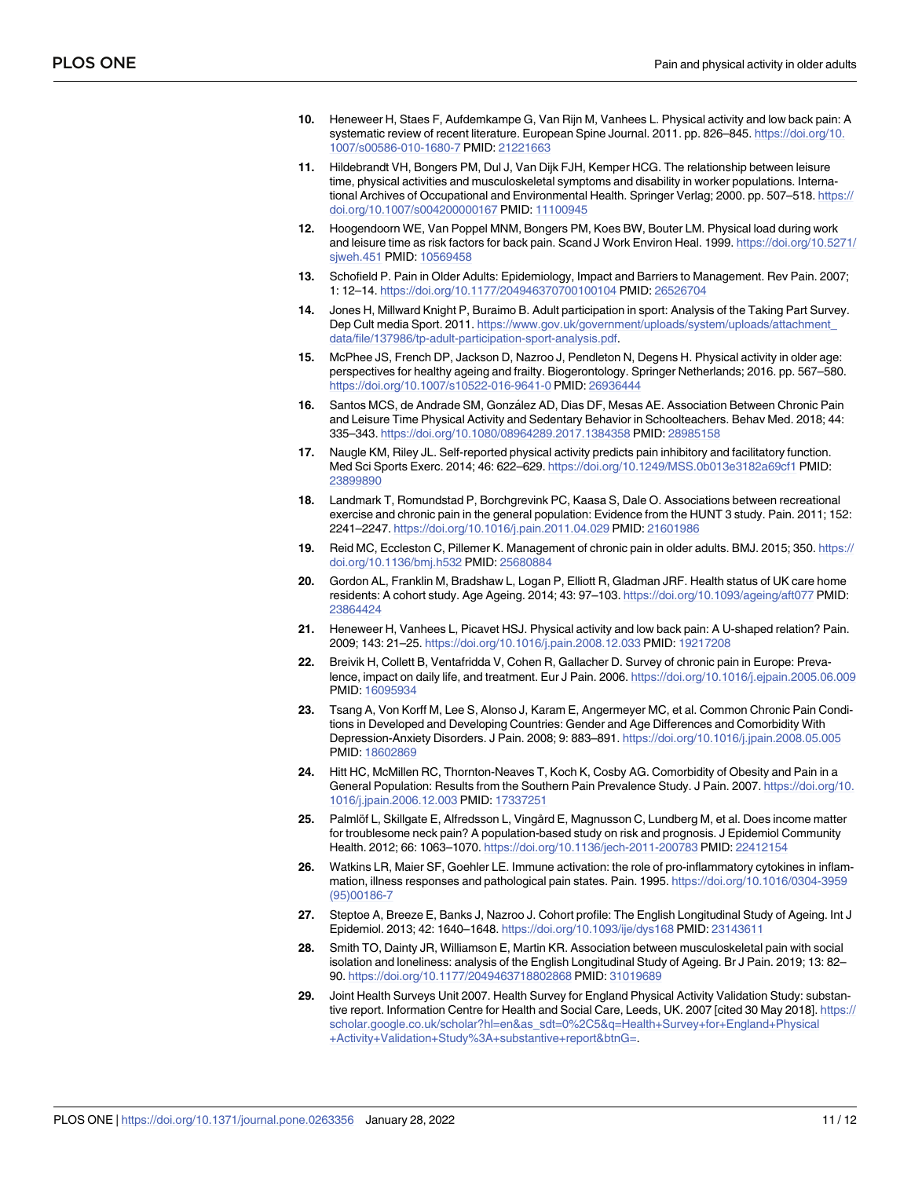10. Heneweer H, Staes F, Aufdemkampe G, Van Rijn M, Vanhees L. Physical activity and low back pain: A systematic review of recent literature. European Spine Journal. 2011. pp. 826–845. https://doi.org/10.1007/s00586-010-1680-7 PMID: 21221663

11. Hildebrandt VH, Bongers PM, Dul J, Van Dijk FJH, Kemper HCG. The relationship between leisure time, physical activities and musculoskeletal symptoms and disability in worker populations. International Archives of Occupational and Environmental Health. Springer Verlag; 2000. pp. 507–518. https://doi.org/10.1007/s004200000167 PMID: 11100945

12. Hoogendoorn WE, Van Poppel MNM, Bongers PM, Koes BW, Bouter LM. Physical load during work and leisure time as risk factors for back pain. Scand J Work Environ Heal. 1999. https://doi.org/10.5271/sjweh.451 PMID: 10569458

13. Schofield P. Pain in Older Adults: Epidemiology, Impact and Barriers to Management. Rev Pain. 2007; 1: 12–14. https://doi.org/10.1177/204946370700100104 PMID: 26526704

14. Jones H, Millward Knight P, Buraimo B. Adult participation in sport: Analysis of the Taking Part Survey. Dep Cult media Sport. 2011. https://www.gov.uk/government/uploads/system/uploads/attachment_data/file/137986/tp-adult-participation-sport-analysis.pdf.

15. McPhee JS, French DP, Jackson D, Nazroo J, Pendleton N, Degens H. Physical activity in older age: perspectives for healthy ageing and frailty. Biogerontology. Springer Netherlands; 2016. pp. 567–580. https://doi.org/10.1007/s10522-016-9641-0 PMID: 26936444

16. Santos MCS, de Andrade SM, González AD, Dias DF, Mesas AE. Association Between Chronic Pain and Leisure Time Physical Activity and Sedentary Behavior in Schoolteachers. Behav Med. 2018; 44: 335–343. https://doi.org/10.1080/08964289.2017.1384358 PMID: 28985158

17. Naugle KM, Riley JL. Self-reported physical activity predicts pain inhibitory and facilitatory function. Med Sci Sports Exerc. 2014; 46: 622–629. https://doi.org/10.1249/MSS.0b013e3182a69cf1 PMID: 23899890

18. Landmark T, Romundstad P, Borchgrevink PC, Kaasa S, Dale O. Associations between recreational exercise and chronic pain in the general population: Evidence from the HUNT 3 study. Pain. 2011; 152: 2241–2247. https://doi.org/10.1016/j.pain.2011.04.029 PMID: 21601986

19. Reid MC, Eccleston C, Pillemer K. Management of chronic pain in older adults. BMJ. 2015; 350. https://doi.org/10.1136/bmj.h532 PMID: 25680884

20. Gordon AL, Franklin M, Bradshaw L, Logan P, Elliott R, Gladman JRF. Health status of UK care home residents: A cohort study. Age Ageing. 2014; 43: 97–103. https://doi.org/10.1093/ageing/aft077 PMID: 23864424

21. Heneweer H, Vanhees L, Picavet HSJ. Physical activity and low back pain: A U-shaped relation? Pain. 2009; 143: 21–25. https://doi.org/10.1016/j.pain.2008.12.033 PMID: 19217208

22. Breivik H, Collett B, Ventafridda V, Cohen R, Gallacher D. Survey of chronic pain in Europe: Prevalence, impact on daily life, and treatment. Eur J Pain. 2006. https://doi.org/10.1016/j.ejpain.2005.06.009 PMID: 16095934

23. Tsang A, Von Korff M, Lee S, Alonso J, Karam E, Angermeyer MC, et al. Common Chronic Pain Conditions in Developed and Developing Countries: Gender and Age Differences and Comorbidity With Depression-Anxiety Disorders. J Pain. 2008; 9: 883–891. https://doi.org/10.1016/j.jpain.2008.05.005 PMID: 18602869

24. Hitt HC, McMillen RC, Thornton-Neaves T, Koch K, Cosby AG. Comorbidity of Obesity and Pain in a General Population: Results from the Southern Pain Prevalence Study. J Pain. 2007. https://doi.org/10.1016/j.jpain.2006.12.003 PMID: 17337251

25. Palmlöf L, Skillgate E, Alfredsson L, Vingård E, Magnusson C, Lundberg M, et al. Does income matter for troublesome neck pain? A population-based study on risk and prognosis. J Epidemiol Community Health. 2012; 66: 1063–1070. https://doi.org/10.1136/jech-2011-200783 PMID: 22412154

26. Watkins LR, Maier SF, Goehler LE. Immune activation: the role of pro-inflammatory cytokines in inflammation, illness responses and pathological pain states. Pain. 1995. https://doi.org/10.1016/0304-3959(95)00186-7

27. Steptoe A, Breeze E, Banks J, Nazroo J. Cohort profile: The English Longitudinal Study of Ageing. Int J Epidemiol. 2013; 42: 1640–1648. https://doi.org/10.1093/ije/dys168 PMID: 23143611

28. Smith TO, Dainty JR, Williamson E, Martin KR. Association between musculoskeletal pain with social isolation and loneliness: analysis of the English Longitudinal Study of Ageing. Br J Pain. 2019; 13: 82–90. https://doi.org/10.1177/2049463718802868 PMID: 31019689

29. Joint Health Surveys Unit 2007. Health Survey for England Physical Activity Validation Study: substantive report. Information Centre for Health and Social Care, Leeds, UK. 2007 [cited 30 May 2018]. https://scholar.google.co.uk/scholar?hl=en&as_sdt=0%2C5&q=Health+Survey+for+England+Physical+Activity+Validation+Study%3A+substantive+report&btnG=.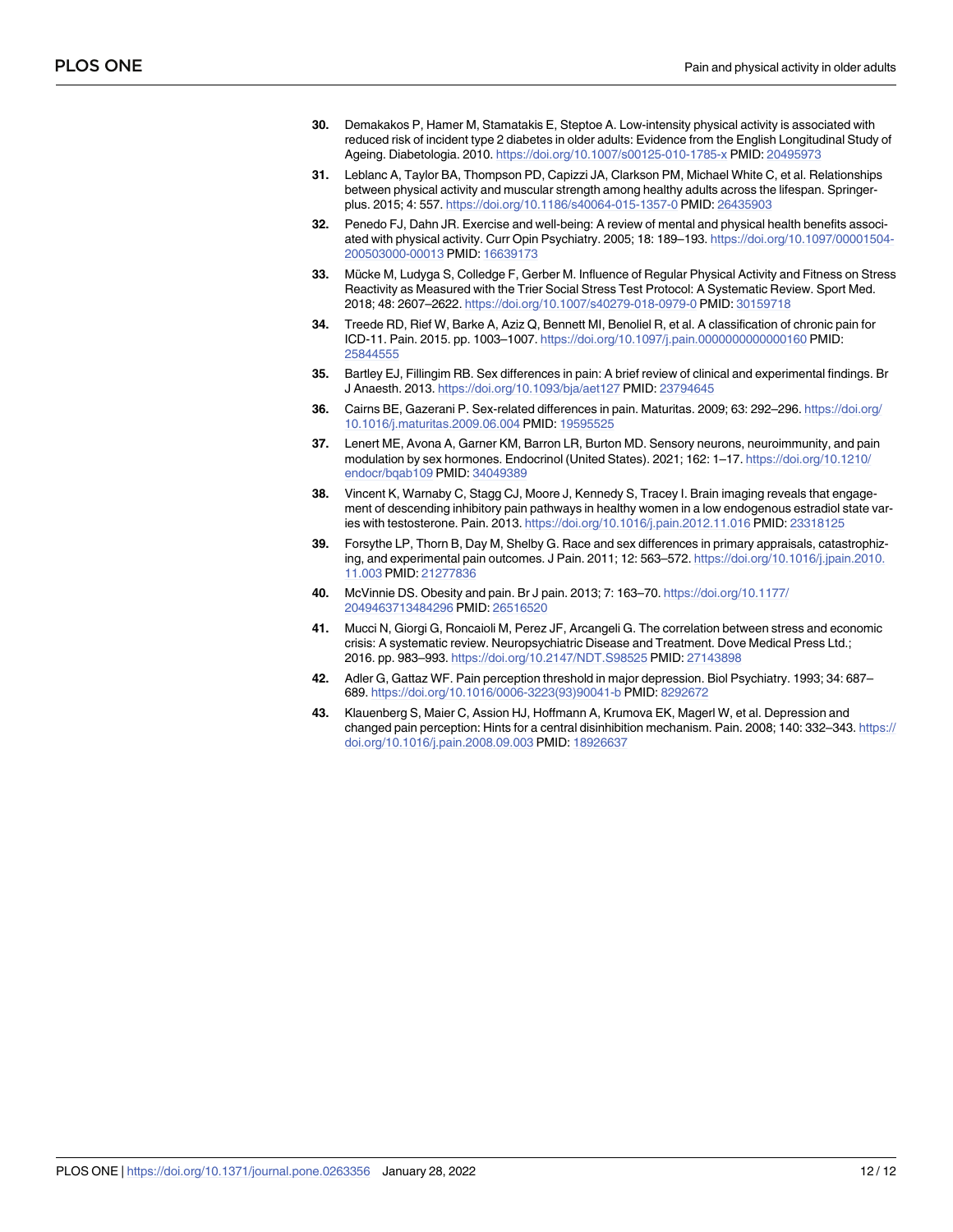30. Demakakos P, Hamer M, Stamatakis E, Steptoe A. Low-intensity physical activity is associated with reduced risk of incident type 2 diabetes in older adults: Evidence from the English Longitudinal Study of Ageing. Diabetologia. 2010. https://doi.org/10.1007/s00125-010-1785-x PMID: 20495973

31. Leblanc A, Taylor BA, Thompson PD, Capizzi JA, Clarkson PM, Michael White C, et al. Relationships between physical activity and muscular strength among healthy adults across the lifespan. Springerplus. 2015; 4: 557. https://doi.org/10.1186/s40064-015-1357-0 PMID: 26435903

32. Penedo FJ, Dahn JR. Exercise and well-being: A review of mental and physical health benefits associated with physical activity. Curr Opin Psychiatry. 2005; 18: 189–193. https://doi.org/10.1097/00001504-200503000-00013 PMID: 16639173

33. Mücke M, Ludyga S, Colledge F, Gerber M. Influence of Regular Physical Activity and Fitness on Stress Reactivity as Measured with the Trier Social Stress Test Protocol: A Systematic Review. Sport Med. 2018; 48: 2607–2622. https://doi.org/10.1007/s40279-018-0979-0 PMID: 30159718

34. Treede RD, Rief W, Barke A, Aziz Q, Bennett MI, Benoliel R, et al. A classification of chronic pain for ICD-11. Pain. 2015. pp. 1003–1007. https://doi.org/10.1097/j.pain.0000000000000160 PMID: 25844555

35. Bartley EJ, Fillingim RB. Sex differences in pain: A brief review of clinical and experimental findings. Br J Anaesth. 2013. https://doi.org/10.1093/bja/aet127 PMID: 23794645

36. Cairns BE, Gazerani P. Sex-related differences in pain. Maturitas. 2009; 63: 292–296. https://doi.org/10.1016/j.maturitas.2009.06.004 PMID: 19595525

37. Lenert ME, Avona A, Garner KM, Barron LR, Burton MD. Sensory neurons, neuroimmunity, and pain modulation by sex hormones. Endocrinol (United States). 2021; 162: 1–17. https://doi.org/10.1210/endocr/bqab109 PMID: 34049389

38. Vincent K, Warnaby C, Stagg CJ, Moore J, Kennedy S, Tracey I. Brain imaging reveals that engagement of descending inhibitory pain pathways in healthy women in a low endogenous estradiol state varies with testosterone. Pain. 2013. https://doi.org/10.1016/j.pain.2012.11.016 PMID: 23318125

39. Forsythe LP, Thorn B, Day M, Shelby G. Race and sex differences in primary appraisals, catastrophizing, and experimental pain outcomes. J Pain. 2011; 12: 563–572. https://doi.org/10.1016/j.jpain.2010.11.003 PMID: 21277836

40. McVinnie DS. Obesity and pain. Br J pain. 2013; 7: 163–70. https://doi.org/10.1177/2049463713484296 PMID: 26516520

41. Mucci N, Giorgi G, Roncaioli M, Perez JF, Arcangeli G. The correlation between stress and economic crisis: A systematic review. Neuropsychiatric Disease and Treatment. Dove Medical Press Ltd.; 2016. pp. 983–993. https://doi.org/10.2147/NDT.S98525 PMID: 27143898

42. Adler G, Gattaz WF. Pain perception threshold in major depression. Biol Psychiatry. 1993; 34: 687–689. https://doi.org/10.1016/0006-3223(93)90041-b PMID: 8292672

43. Klauenberg S, Maier C, Assion HJ, Hoffmann A, Krumova EK, Magerl W, et al. Depression and changed pain perception: Hints for a central disinhibition mechanism. Pain. 2008; 140: 332–343. https://doi.org/10.1016/j.pain.2008.09.003 PMID: 18926637